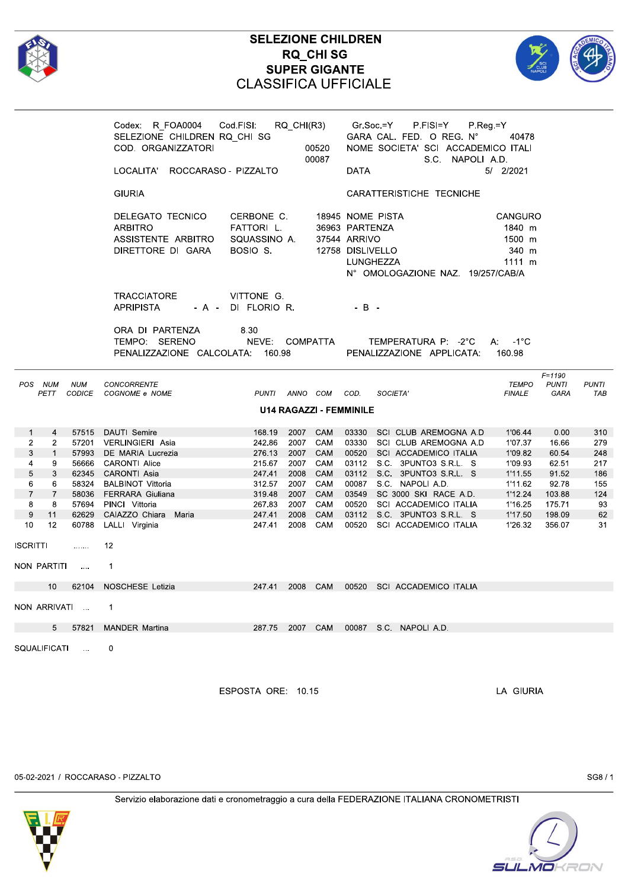# SELEZIONE CHILDREN
## RQ_CHI SG
## SUPER GIGANTE
## CLASSIFICA UFFICIALE

Codex: R_FOA0004 Cod.FISI: RQ_CHI(R3) Gr.Soc.=Y P.FISI=Y P.Reg.=Y
SELEZIONE CHILDREN RQ_CHI SG GARA CAL. FED. O REG. N° 40478
COD. ORGANIZZATORI 00520 NOME SOCIETA' SCI ACCADEMICO ITALI
00087 S.C. NAPOLI A.D.
LOCALITA' ROCCARASO - PIZZALTO DATA 5/ 2/2021

GIURIA

| | | |
|---|---|---|
| DELEGATO TECNICO | CERBONE C. | 18945 |
| ARBITRO | FATTORI L. | 36963 |
| ASSISTENTE ARBITRO | SQUASSINO A. | 37544 |
| DIRETTORE DI GARA | BOSIO S. | 12758 |

CARATTERISTICHE TECNICHE

| | |
|---|---|
| NOME PISTA | CANGURO |
| PARTENZA | 1840 m |
| ARRIVO | 1500 m |
| DISLIVELLO | 340 m |
| LUNGHEZZA | 1111 m |
| N° OMOLOGAZIONE NAZ. | 19/257/CAB/A |

TRACCIATORE VITTONE G.
APRIPISTA - A - DI FLORIO R. - B -

ORA DI PARTENZA 8.30
TEMPO: SERENO NEVE: COMPATTA TEMPERATURA P: -2°C A: -1°C
PENALIZZAZIONE CALCOLATA: 160.98 PENALIZZAZIONE APPLICATA: 160.98

### U14 RAGAZZI - FEMMINILE

| POS | NUM PETT | NUM CODICE | CONCORRENTE COGNOME e NOME | PUNTI | ANNO | COM | COD. | SOCIETA' | TEMPO FINALE | F=1190 PUNTI GARA | PUNTI TAB |
|---|---|---|---|---|---|---|---|---|---|---|---|
| 1 | 4 | 57515 | DAUTI Semire | 168.19 | 2007 | CAM | 03330 | SCI CLUB AREMOGNA A.D | 1'06.44 | 0.00 | 310 |
| 2 | 2 | 57201 | VERLINGIERI Asia | 242.86 | 2007 | CAM | 03330 | SCI CLUB AREMOGNA A.D | 1'07.37 | 16.66 | 279 |
| 3 | 1 | 57993 | DE MARIA Lucrezia | 276.13 | 2007 | CAM | 00520 | SCI ACCADEMICO ITALIA | 1'09.82 | 60.54 | 248 |
| 4 | 9 | 56666 | CARONTI Alice | 215.67 | 2007 | CAM | 03112 | S.C. 3PUNTO3 S.R.L. S | 1'09.93 | 62.51 | 217 |
| 5 | 3 | 62345 | CARONTI Asia | 247.41 | 2008 | CAM | 03112 | S.C. 3PUNTO3 S.R.L. S | 1'11.55 | 91.52 | 186 |
| 6 | 6 | 58324 | BALBINOT Vittoria | 312.57 | 2007 | CAM | 00087 | S.C. NAPOLI A.D. | 1'11.62 | 92.78 | 155 |
| 7 | 7 | 58036 | FERRARA Giuliana | 319.48 | 2007 | CAM | 03549 | SC 3000 SKI RACE A.D. | 1'12.24 | 103.88 | 124 |
| 8 | 8 | 57694 | PINCI Vittoria | 267.83 | 2007 | CAM | 00520 | SCI ACCADEMICO ITALIA | 1'16.25 | 175.71 | 93 |
| 9 | 11 | 62629 | CAIAZZO Chiara Maria | 247.41 | 2008 | CAM | 03112 | S.C. 3PUNTO3 S.R.L. S | 1'17.50 | 198.09 | 62 |
| 10 | 12 | 60788 | LALLI Virginia | 247.41 | 2008 | CAM | 00520 | SCI ACCADEMICO ITALIA | 1'26.32 | 356.07 | 31 |

ISCRITTI ....... 12

NON PARTITI .... 1

| | NUM PETT | NUM CODICE | COGNOME e NOME | PUNTI | ANNO | COM | COD. | SOCIETA' |
|---|---|---|---|---|---|---|---|---|
| | 10 | 62104 | NOSCHESE Letizia | 247.41 | 2008 | CAM | 00520 | SCI ACCADEMICO ITALIA |

NON ARRIVATI ... 1

| | NUM PETT | NUM CODICE | COGNOME e NOME | PUNTI | ANNO | COM | COD. | SOCIETA' |
|---|---|---|---|---|---|---|---|---|
| | 5 | 57821 | MANDER Martina | 287.75 | 2007 | CAM | 00087 | S.C. NAPOLI A.D. |

SQUALIFICATI ... 0

ESPOSTA ORE: 10.15 LA GIURIA

05-02-2021 / ROCCARASO - PIZZALTO

Servizio elaborazione dati e cronometraggio a cura della FEDERAZIONE ITALIANA CRONOMETRISTI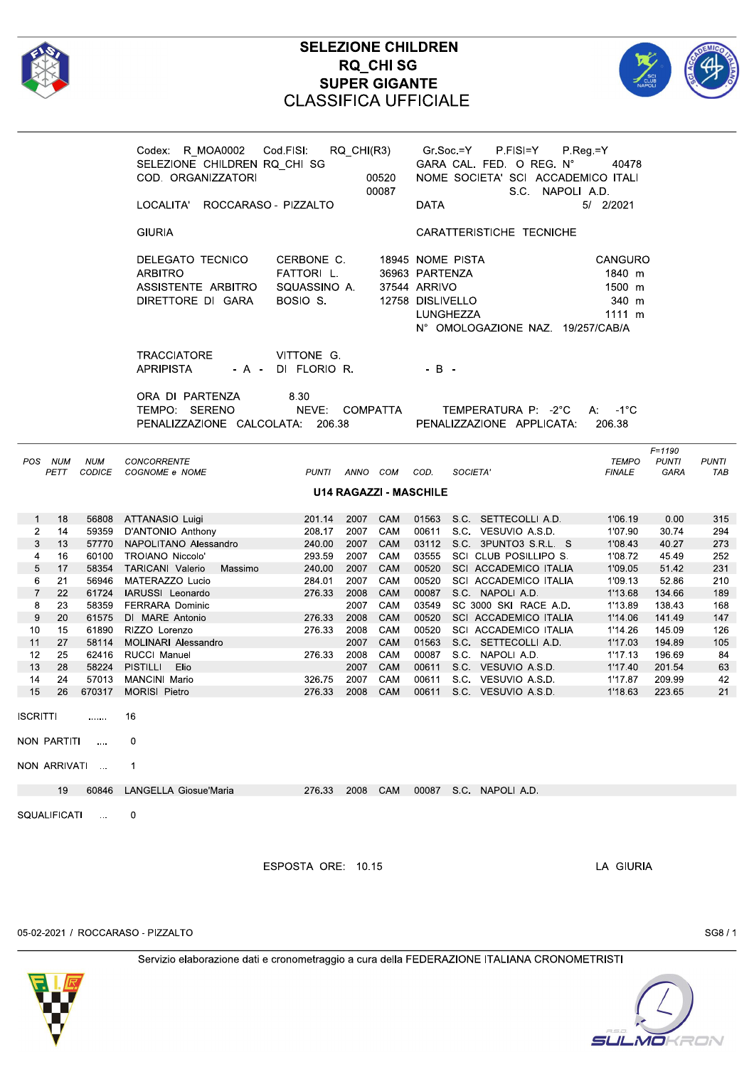# SELEZIONE CHILDREN
## RQ_CHI SG
## SUPER GIGANTE
## CLASSIFICA UFFICIALE

Codex: R_MOA0002 Cod.FISI: RQ_CHI(R3) Gr.Soc.=Y P.FISI=Y P.Reg.=Y
SELEZIONE CHILDREN RQ_CHI SG GARA CAL. FED. O REG. N° 40478
COD. ORGANIZZATORI 00520 00087 NOME SOCIETA' SCI ACCADEMICO ITALI S.C. NAPOLI A.D.
LOCALITA' ROCCARASO - PIZZALTO DATA 5/ 2/2021

GIURIA | CARATTERISTICHE TECNICHE

| | | | | |
|---|---|---|---|---|
| DELEGATO TECNICO | CERBONE C. | 18945 | NOME PISTA | CANGURO |
| ARBITRO | FATTORI L. | 36963 | PARTENZA | 1840 m |
| ASSISTENTE ARBITRO | SQUASSINO A. | 37544 | ARRIVO | 1500 m |
| DIRETTORE DI GARA | BOSIO S. | 12758 | DISLIVELLO | 340 m |
| | | | LUNGHEZZA | 1111 m |
| | | | N° OMOLOGAZIONE NAZ. | 19/257/CAB/A |

TRACCIATORE VITTONE G.
APRIPISTA - A - DI FLORIO R. - B -

ORA DI PARTENZA 8.30
TEMPO: SERENO NEVE: COMPATTA TEMPERATURA P: -2°C A: -1°C
PENALIZZAZIONE CALCOLATA: 206.38 PENALIZZAZIONE APPLICATA: 206.38

### U14 RAGAZZI - MASCHILE

| POS | NUM PETT | NUM CODICE | CONCORRENTE COGNOME e NOME | PUNTI | ANNO | COM | COD. | SOCIETA' | TEMPO FINALE | F=1190 PUNTI GARA | PUNTI TAB |
|---|---|---|---|---|---|---|---|---|---|---|---|
| 1 | 18 | 56808 | ATTANASIO Luigi | 201.14 | 2007 | CAM | 01563 | S.C. SETTECOLLI A.D. | 1'06.19 | 0.00 | 315 |
| 2 | 14 | 59359 | D'ANTONIO Anthony | 208.17 | 2007 | CAM | 00611 | S.C. VESUVIO A.S.D. | 1'07.90 | 30.74 | 294 |
| 3 | 13 | 57770 | NAPOLITANO Alessandro | 240.00 | 2007 | CAM | 03112 | S.C. 3PUNTO3 S.R.L. S | 1'08.43 | 40.27 | 273 |
| 4 | 16 | 60100 | TROIANO Niccolo' | 293.59 | 2007 | CAM | 03555 | SCI CLUB POSILLIPO S. | 1'08.72 | 45.49 | 252 |
| 5 | 17 | 58354 | TARICANI Valerio Massimo | 240.00 | 2007 | CAM | 00520 | SCI ACCADEMICO ITALIA | 1'09.05 | 51.42 | 231 |
| 6 | 21 | 56946 | MATERAZZO Lucio | 284.01 | 2007 | CAM | 00520 | SCI ACCADEMICO ITALIA | 1'09.13 | 52.86 | 210 |
| 7 | 22 | 61724 | IARUSSI Leonardo | 276.33 | 2008 | CAM | 00087 | S.C. NAPOLI A.D. | 1'13.68 | 134.66 | 189 |
| 8 | 23 | 58359 | FERRARA Dominic | | 2007 | CAM | 03549 | SC 3000 SKI RACE A.D. | 1'13.89 | 138.43 | 168 |
| 9 | 20 | 61575 | DI MARE Antonio | 276.33 | 2008 | CAM | 00520 | SCI ACCADEMICO ITALIA | 1'14.06 | 141.49 | 147 |
| 10 | 15 | 61890 | RIZZO Lorenzo | 276.33 | 2008 | CAM | 00520 | SCI ACCADEMICO ITALIA | 1'14.26 | 145.09 | 126 |
| 11 | 27 | 58114 | MOLINARI Alessandro | | 2007 | CAM | 01563 | S.C. SETTECOLLI A.D. | 1'17.03 | 194.89 | 105 |
| 12 | 25 | 62416 | RUCCI Manuel | 276.33 | 2008 | CAM | 00087 | S.C. NAPOLI A.D. | 1'17.13 | 196.69 | 84 |
| 13 | 28 | 58224 | PISTILLI Elio | | 2007 | CAM | 00611 | S.C. VESUVIO A.S.D. | 1'17.40 | 201.54 | 63 |
| 14 | 24 | 57013 | MANCINI Mario | 326.75 | 2007 | CAM | 00611 | S.C. VESUVIO A.S.D. | 1'17.87 | 209.99 | 42 |
| 15 | 26 | 670317 | MORISI Pietro | 276.33 | 2008 | CAM | 00611 | S.C. VESUVIO A.S.D. | 1'18.63 | 223.65 | 21 |

ISCRITTI ....... 16

NON PARTITI .... 0

NON ARRIVATI ... 1

| | NUM PETT | NUM CODICE | CONCORRENTE | PUNTI | ANNO | COM | COD. | SOCIETA' |
|---|---|---|---|---|---|---|---|---|
| | 19 | 60846 | LANGELLA Giosue'Maria | 276.33 | 2008 | CAM | 00087 | S.C. NAPOLI A.D. |

SQUALIFICATI ... 0

ESPOSTA ORE: 10.15 LA GIURIA

05-02-2021 / ROCCARASO - PIZZALTO SG8 / 1

Servizio elaborazione dati e cronometraggio a cura della FEDERAZIONE ITALIANA CRONOMETRISTI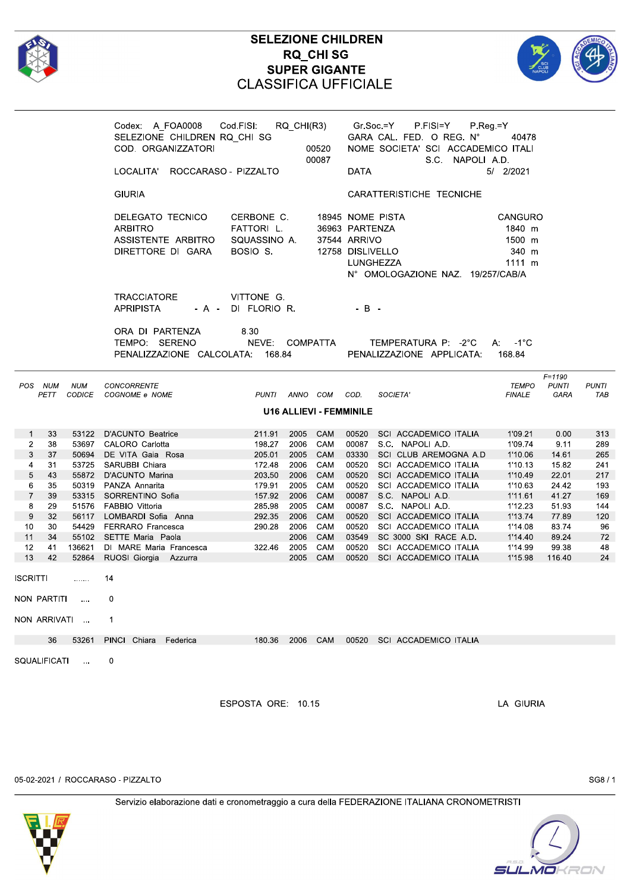# SELEZIONE CHILDREN
## RQ_CHI SG
## SUPER GIGANTE
## CLASSIFICA UFFICIALE

Codex: A_FOA0008 Cod.FISI: RQ_CHI(R3) Gr.Soc.=Y P.FISI=Y P.Reg.=Y
SELEZIONE CHILDREN RQ_CHI SG — GARA CAL. FED. O REG. N° 40478
COD. ORGANIZZATORI 00520 00087 — NOME SOCIETA' SCI ACCADEMICO ITALI S.C. NAPOLI A.D.
LOCALITA' ROCCARASO - PIZZALTO — DATA 5/ 2/2021

| GIURIA | | | CARATTERISTICHE TECNICHE | |
|---|---|---|---|---|
| DELEGATO TECNICO | CERBONE C. | 18945 | NOME PISTA | CANGURO |
| ARBITRO | FATTORI L. | 36963 | PARTENZA | 1840 m |
| ASSISTENTE ARBITRO | SQUASSINO A. | 37544 | ARRIVO | 1500 m |
| DIRETTORE DI GARA | BOSIO S. | 12758 | DISLIVELLO | 340 m |
| | | | LUNGHEZZA | 1111 m |
| | | | N° OMOLOGAZIONE NAZ. | 19/257/CAB/A |

TRACCIATORE VITTONE G.
APRIPISTA - A - DI FLORIO R. - B -

ORA DI PARTENZA 8.30
TEMPO: SERENO NEVE: COMPATTA TEMPERATURA P: -2°C A: -1°C
PENALIZZAZIONE CALCOLATA: 168.84 PENALIZZAZIONE APPLICATA: 168.84

### U16 ALLIEVI - FEMMINILE

| POS | NUM PETT | NUM CODICE | CONCORRENTE COGNOME e NOME | PUNTI | ANNO | COM | COD. | SOCIETA' | TEMPO FINALE | F=1190 PUNTI GARA | PUNTI TAB |
|---|---|---|---|---|---|---|---|---|---|---|---|
| 1 | 33 | 53122 | D'ACUNTO Beatrice | 211.91 | 2005 | CAM | 00520 | SCI ACCADEMICO ITALIA | 1'09.21 | 0.00 | 313 |
| 2 | 38 | 53697 | CALORO Carlotta | 198.27 | 2006 | CAM | 00087 | S.C. NAPOLI A.D. | 1'09.74 | 9.11 | 289 |
| 3 | 37 | 50694 | DE VITA Gaia Rosa | 205.01 | 2005 | CAM | 03330 | SCI CLUB AREMOGNA A.D | 1'10.06 | 14.61 | 265 |
| 4 | 31 | 53725 | SARUBBI Chiara | 172.48 | 2006 | CAM | 00520 | SCI ACCADEMICO ITALIA | 1'10.13 | 15.82 | 241 |
| 5 | 43 | 55872 | D'ACUNTO Marina | 203.50 | 2006 | CAM | 00520 | SCI ACCADEMICO ITALIA | 1'10.49 | 22.01 | 217 |
| 6 | 35 | 50319 | PANZA Annarita | 179.91 | 2005 | CAM | 00520 | SCI ACCADEMICO ITALIA | 1'10.63 | 24.42 | 193 |
| 7 | 39 | 53315 | SORRENTINO Sofia | 157.92 | 2006 | CAM | 00087 | S.C. NAPOLI A.D. | 1'11.61 | 41.27 | 169 |
| 8 | 29 | 51576 | FABBIO Vittoria | 285.98 | 2005 | CAM | 00087 | S.C. NAPOLI A.D. | 1'12.23 | 51.93 | 144 |
| 9 | 32 | 56117 | LOMBARDI Sofia Anna | 292.35 | 2006 | CAM | 00520 | SCI ACCADEMICO ITALIA | 1'13.74 | 77.89 | 120 |
| 10 | 30 | 54429 | FERRARO Francesca | 290.28 | 2006 | CAM | 00520 | SCI ACCADEMICO ITALIA | 1'14.08 | 83.74 | 96 |
| 11 | 34 | 55102 | SETTE Maria Paola | | 2006 | CAM | 03549 | SC 3000 SKI RACE A.D. | 1'14.40 | 89.24 | 72 |
| 12 | 41 | 136621 | DI MARE Maria Francesca | 322.46 | 2005 | CAM | 00520 | SCI ACCADEMICO ITALIA | 1'14.99 | 99.38 | 48 |
| 13 | 42 | 52864 | RUOSI Giorgia Azzurra | | 2005 | CAM | 00520 | SCI ACCADEMICO ITALIA | 1'15.98 | 116.40 | 24 |

ISCRITTI ....... 14

NON PARTITI .... 0

NON ARRIVATI ... 1

| NUM PETT | NUM CODICE | COGNOME e NOME | PUNTI | ANNO | COM | COD. | SOCIETA' |
|---|---|---|---|---|---|---|---|
| 36 | 53261 | PINCI Chiara Federica | 180.36 | 2006 | CAM | 00520 | SCI ACCADEMICO ITALIA |

SQUALIFICATI ... 0

ESPOSTA ORE: 10.15 LA GIURIA

05-02-2021 / ROCCARASO - PIZZALTO SG8 / 1

Servizio elaborazione dati e cronometraggio a cura della FEDERAZIONE ITALIANA CRONOMETRISTI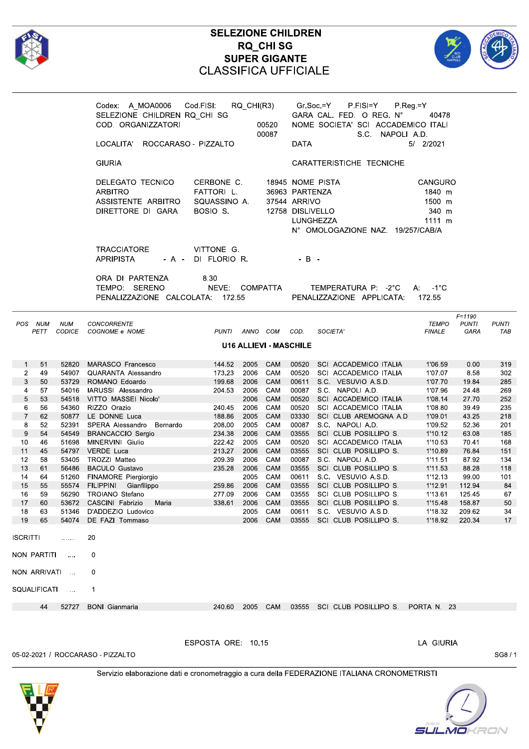# SELEZIONE CHILDREN
## RQ_CHI SG
## SUPER GIGANTE
## CLASSIFICA UFFICIALE

Codex: A_MOA0006 Cod.FISI: RQ_CHI(R3) Gr.Soc.=Y P.FISI=Y P.Reg.=Y
SELEZIONE CHILDREN RQ_CHI SG GARA CAL. FED. O REG. N° 40478
COD. ORGANIZZATORI 00520 NOME SOCIETA' SCI ACCADEMICO ITALI
00087 S.C. NAPOLI A.D.
LOCALITA' ROCCARASO - PIZZALTO DATA 5/ 2/2021

GIURIA | CARATTERISTICHE TECNICHE

| | | | | |
|---|---|---|---|---|
| DELEGATO TECNICO | CERBONE C. | 18945 | NOME PISTA | CANGURO |
| ARBITRO | FATTORI L. | 36963 | PARTENZA | 1840 m |
| ASSISTENTE ARBITRO | SQUASSINO A. | 37544 | ARRIVO | 1500 m |
| DIRETTORE DI GARA | BOSIO S. | 12758 | DISLIVELLO | 340 m |
| | | | LUNGHEZZA | 1111 m |
| | | | N° OMOLOGAZIONE NAZ. | 19/257/CAB/A |

TRACCIATORE VITTONE G.
APRIPISTA - A - DI FLORIO R. - B -

ORA DI PARTENZA 8.30
TEMPO: SERENO NEVE: COMPATTA TEMPERATURA P: -2°C A: -1°C
PENALIZZAZIONE CALCOLATA: 172.55 PENALIZZAZIONE APPLICATA: 172.55

### U16 ALLIEVI - MASCHILE

| POS | NUM PETT | NUM CODICE | CONCORRENTE COGNOME e NOME | PUNTI | ANNO | COM | COD. | SOCIETA' | TEMPO FINALE | F=1190 PUNTI GARA | PUNTI TAB |
|---|---|---|---|---|---|---|---|---|---|---|---|
| 1 | 51 | 52820 | MARASCO Francesco | 144.52 | 2005 | CAM | 00520 | SCI ACCADEMICO ITALIA | 1'06.59 | 0.00 | 319 |
| 2 | 49 | 54907 | QUARANTA Alessandro | 173.23 | 2006 | CAM | 00520 | SCI ACCADEMICO ITALIA | 1'07.07 | 8.58 | 302 |
| 3 | 50 | 53729 | ROMANO Edoardo | 199.68 | 2006 | CAM | 00611 | S.C. VESUVIO A.S.D. | 1'07.70 | 19.84 | 285 |
| 4 | 57 | 54016 | IARUSSI Alessandro | 204.53 | 2006 | CAM | 00087 | S.C. NAPOLI A.D. | 1'07.96 | 24.48 | 269 |
| 5 | 53 | 54518 | VITTO MASSEI Nicolo' | | 2006 | CAM | 00520 | SCI ACCADEMICO ITALIA | 1'08.14 | 27.70 | 252 |
| 6 | 56 | 54360 | RIZZO Orazio | 240.45 | 2006 | CAM | 00520 | SCI ACCADEMICO ITALIA | 1'08.80 | 39.49 | 235 |
| 7 | 62 | 50877 | LE DONNE Luca | 188.86 | 2005 | CAM | 03330 | SCI CLUB AREMOGNA A.D | 1'09.01 | 43.25 | 218 |
| 8 | 52 | 52391 | SPERA Alessandro Bernardo | 208.00 | 2005 | CAM | 00087 | S.C. NAPOLI A.D. | 1'09.52 | 52.36 | 201 |
| 9 | 54 | 54549 | BRANCACCIO Sergio | 234.38 | 2006 | CAM | 03555 | SCI CLUB POSILLIPO S. | 1'10.12 | 63.08 | 185 |
| 10 | 46 | 51698 | MINERVINI Giulio | 222.42 | 2005 | CAM | 00520 | SCI ACCADEMICO ITALIA | 1'10.53 | 70.41 | 168 |
| 11 | 45 | 54797 | VERDE Luca | 213.27 | 2006 | CAM | 03555 | SCI CLUB POSILLIPO S. | 1'10.89 | 76.84 | 151 |
| 12 | 58 | 53405 | TROZZI Matteo | 209.39 | 2006 | CAM | 00087 | S.C. NAPOLI A.D. | 1'11.51 | 87.92 | 134 |
| 13 | 61 | 56486 | BACULO Gustavo | 235.28 | 2006 | CAM | 03555 | SCI CLUB POSILLIPO S. | 1'11.53 | 88.28 | 118 |
| 14 | 64 | 51260 | FINAMORE Piergiorgio | | 2005 | CAM | 00611 | S.C. VESUVIO A.S.D. | 1'12.13 | 99.00 | 101 |
| 15 | 55 | 55574 | FILIPPINI Gianfilippo | 259.86 | 2006 | CAM | 03555 | SCI CLUB POSILLIPO S. | 1'12.91 | 112.94 | 84 |
| 16 | 59 | 56290 | TROIANO Stefano | 277.09 | 2006 | CAM | 03555 | SCI CLUB POSILLIPO S. | 1'13.61 | 125.45 | 67 |
| 17 | 60 | 53672 | CASCINI Fabrizio Maria | 338.61 | 2006 | CAM | 03555 | SCI CLUB POSILLIPO S. | 1'15.48 | 158.87 | 50 |
| 18 | 63 | 51346 | D'ADDEZIO Ludovico | | 2005 | CAM | 00611 | S.C. VESUVIO A.S.D. | 1'18.32 | 209.62 | 34 |
| 19 | 65 | 54074 | DE FAZI Tommaso | | 2006 | CAM | 03555 | SCI CLUB POSILLIPO S. | 1'18.92 | 220.34 | 17 |

ISCRITTI ....... 20

NON PARTITI .... 0

NON ARRIVATI ... 0

SQUALIFICATI ... 1

| NUM PETT | NUM CODICE | COGNOME e NOME | PUNTI | ANNO | COM | COD. | SOCIETA' | |
|---|---|---|---|---|---|---|---|---|
| 44 | 52727 | BONI Gianmaria | 240.60 | 2005 | CAM | 03555 | SCI CLUB POSILLIPO S. | PORTA N. 23 |

ESPOSTA ORE: 10.15 LA GIURIA

05-02-2021 / ROCCARASO - PIZZALTO SG8 / 1

Servizio elaborazione dati e cronometraggio a cura della FEDERAZIONE ITALIANA CRONOMETRISTI